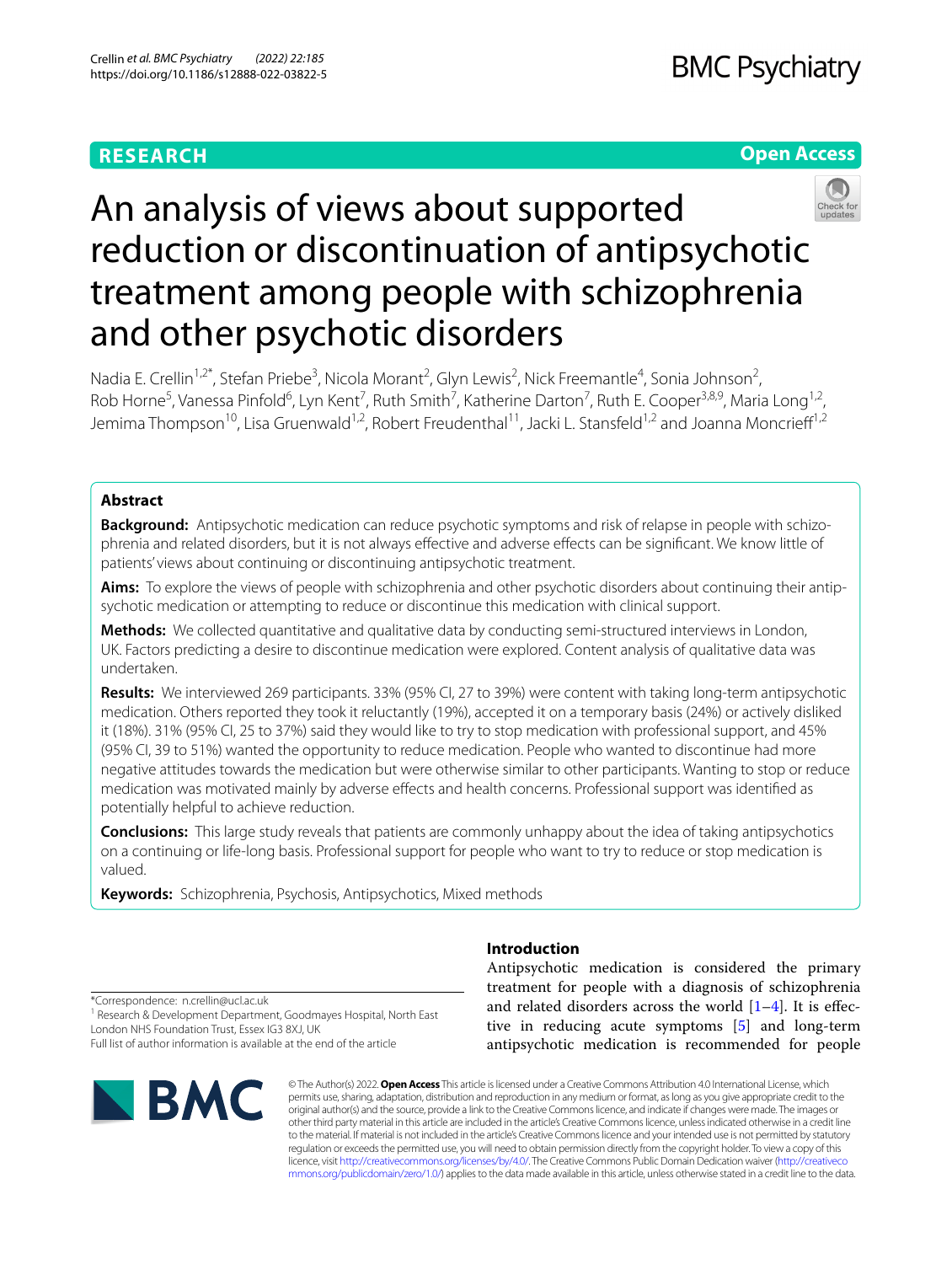**RESEARCH** **Open Access**

# An analysis of views about supported reduction or discontinuation of antipsychotic treatment among people with schizophrenia and other psychotic disorders

Nadia E. Crellin[1,2*], Stefan Priebe[3], Nicola Morant[2], Glyn Lewis[2], Nick Freemantle[4], Sonia Johnson[2], Rob Horne[5], Vanessa Pinfold[6], Lyn Kent[7], Ruth Smith[7], Katherine Darton[7], Ruth E. Cooper[3,8,9], Maria Long[1,2], Jemima Thompson[10], Lisa Gruenwald[1,2], Robert Freudenthal[11], Jacki L. Stansfeld[1,2] and Joanna Moncrieff[1,2]

## Abstract

**Background:** Antipsychotic medication can reduce psychotic symptoms and risk of relapse in people with schizophrenia and related disorders, but it is not always effective and adverse effects can be significant. We know little of patients' views about continuing or discontinuing antipsychotic treatment.

**Aims:** To explore the views of people with schizophrenia and other psychotic disorders about continuing their antipsychotic medication or attempting to reduce or discontinue this medication with clinical support.

**Methods:** We collected quantitative and qualitative data by conducting semi-structured interviews in London, UK. Factors predicting a desire to discontinue medication were explored. Content analysis of qualitative data was undertaken.

**Results:** We interviewed 269 participants. 33% (95% CI, 27 to 39%) were content with taking long-term antipsychotic medication. Others reported they took it reluctantly (19%), accepted it on a temporary basis (24%) or actively disliked it (18%). 31% (95% CI, 25 to 37%) said they would like to try to stop medication with professional support, and 45% (95% CI, 39 to 51%) wanted the opportunity to reduce medication. People who wanted to discontinue had more negative attitudes towards the medication but were otherwise similar to other participants. Wanting to stop or reduce medication was motivated mainly by adverse effects and health concerns. Professional support was identified as potentially helpful to achieve reduction.

**Conclusions:** This large study reveals that patients are commonly unhappy about the idea of taking antipsychotics on a continuing or life-long basis. Professional support for people who want to try to reduce or stop medication is valued.

**Keywords:** Schizophrenia, Psychosis, Antipsychotics, Mixed methods

## Introduction

Antipsychotic medication is considered the primary treatment for people with a diagnosis of schizophrenia and related disorders across the world [1–4]. It is effective in reducing acute symptoms [5] and long-term antipsychotic medication is recommended for people

*Correspondence: n.crellin@ucl.ac.uk

[1] Research & Development Department, Goodmayes Hospital, North East London NHS Foundation Trust, Essex IG3 8XJ, UK

Full list of author information is available at the end of the article

© The Author(s) 2022. **Open Access** This article is licensed under a Creative Commons Attribution 4.0 International License, which permits use, sharing, adaptation, distribution and reproduction in any medium or format, as long as you give appropriate credit to the original author(s) and the source, provide a link to the Creative Commons licence, and indicate if changes were made. The images or other third party material in this article are included in the article's Creative Commons licence, unless indicated otherwise in a credit line to the material. If material is not included in the article's Creative Commons licence and your intended use is not permitted by statutory regulation or exceeds the permitted use, you will need to obtain permission directly from the copyright holder. To view a copy of this licence, visit http://creativecommons.org/licenses/by/4.0/. The Creative Commons Public Domain Dedication waiver (http://creativecommons.org/publicdomain/zero/1.0/) applies to the data made available in this article, unless otherwise stated in a credit line to the data.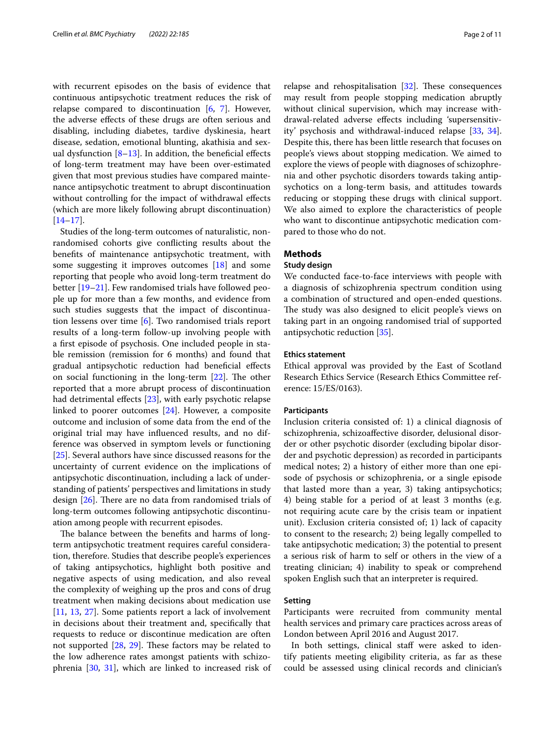with recurrent episodes on the basis of evidence that continuous antipsychotic treatment reduces the risk of relapse compared to discontinuation [6, 7]. However, the adverse effects of these drugs are often serious and disabling, including diabetes, tardive dyskinesia, heart disease, sedation, emotional blunting, akathisia and sexual dysfunction [8–13]. In addition, the beneficial effects of long-term treatment may have been over-estimated given that most previous studies have compared maintenance antipsychotic treatment to abrupt discontinuation without controlling for the impact of withdrawal effects (which are more likely following abrupt discontinuation) [14–17].

Studies of the long-term outcomes of naturalistic, non-randomised cohorts give conflicting results about the benefits of maintenance antipsychotic treatment, with some suggesting it improves outcomes [18] and some reporting that people who avoid long-term treatment do better [19–21]. Few randomised trials have followed people up for more than a few months, and evidence from such studies suggests that the impact of discontinuation lessens over time [6]. Two randomised trials report results of a long-term follow-up involving people with a first episode of psychosis. One included people in stable remission (remission for 6 months) and found that gradual antipsychotic reduction had beneficial effects on social functioning in the long-term [22]. The other reported that a more abrupt process of discontinuation had detrimental effects [23], with early psychotic relapse linked to poorer outcomes [24]. However, a composite outcome and inclusion of some data from the end of the original trial may have influenced results, and no difference was observed in symptom levels or functioning [25]. Several authors have since discussed reasons for the uncertainty of current evidence on the implications of antipsychotic discontinuation, including a lack of understanding of patients' perspectives and limitations in study design [26]. There are no data from randomised trials of long-term outcomes following antipsychotic discontinuation among people with recurrent episodes.

The balance between the benefits and harms of long-term antipsychotic treatment requires careful consideration, therefore. Studies that describe people's experiences of taking antipsychotics, highlight both positive and negative aspects of using medication, and also reveal the complexity of weighing up the pros and cons of drug treatment when making decisions about medication use [11, 13, 27]. Some patients report a lack of involvement in decisions about their treatment and, specifically that requests to reduce or discontinue medication are often not supported [28, 29]. These factors may be related to the low adherence rates amongst patients with schizophrenia [30, 31], which are linked to increased risk of relapse and rehospitalisation [32]. These consequences may result from people stopping medication abruptly without clinical supervision, which may increase withdrawal-related adverse effects including 'supersensitivity' psychosis and withdrawal-induced relapse [33, 34]. Despite this, there has been little research that focuses on people's views about stopping medication. We aimed to explore the views of people with diagnoses of schizophrenia and other psychotic disorders towards taking antipsychotics on a long-term basis, and attitudes towards reducing or stopping these drugs with clinical support. We also aimed to explore the characteristics of people who want to discontinue antipsychotic medication compared to those who do not.

## Methods

### Study design

We conducted face-to-face interviews with people with a diagnosis of schizophrenia spectrum condition using a combination of structured and open-ended questions. The study was also designed to elicit people's views on taking part in an ongoing randomised trial of supported antipsychotic reduction [35].

### Ethics statement

Ethical approval was provided by the East of Scotland Research Ethics Service (Research Ethics Committee reference: 15/ES/0163).

### Participants

Inclusion criteria consisted of: 1) a clinical diagnosis of schizophrenia, schizoaffective disorder, delusional disorder or other psychotic disorder (excluding bipolar disorder and psychotic depression) as recorded in participants medical notes; 2) a history of either more than one episode of psychosis or schizophrenia, or a single episode that lasted more than a year, 3) taking antipsychotics; 4) being stable for a period of at least 3 months (e.g. not requiring acute care by the crisis team or inpatient unit). Exclusion criteria consisted of; 1) lack of capacity to consent to the research; 2) being legally compelled to take antipsychotic medication; 3) the potential to present a serious risk of harm to self or others in the view of a treating clinician; 4) inability to speak or comprehend spoken English such that an interpreter is required.

### Setting

Participants were recruited from community mental health services and primary care practices across areas of London between April 2016 and August 2017.

In both settings, clinical staff were asked to identify patients meeting eligibility criteria, as far as these could be assessed using clinical records and clinician's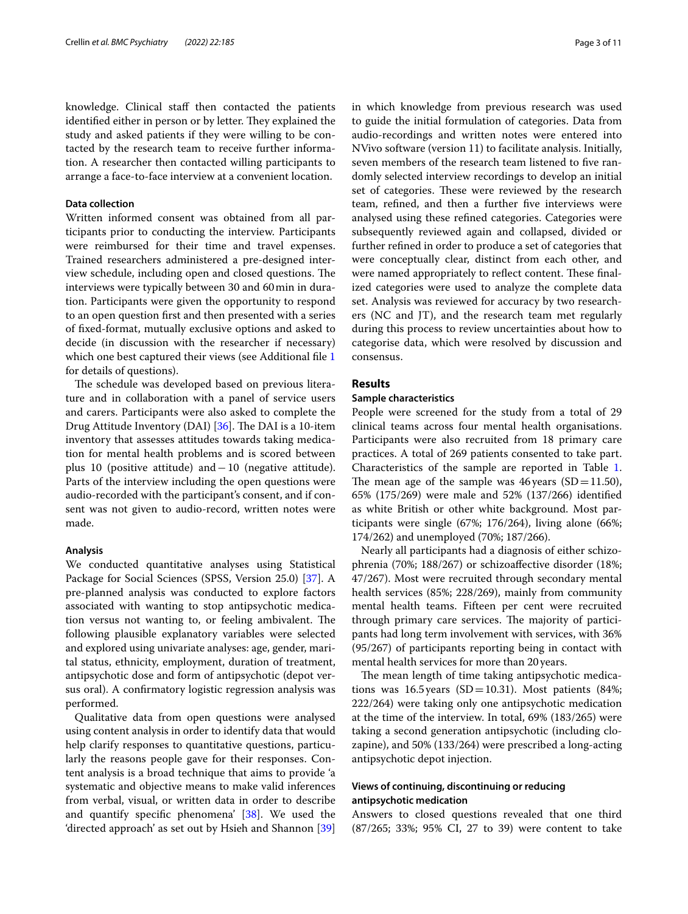knowledge. Clinical staff then contacted the patients identified either in person or by letter. They explained the study and asked patients if they were willing to be contacted by the research team to receive further information. A researcher then contacted willing participants to arrange a face-to-face interview at a convenient location.

### Data collection

Written informed consent was obtained from all participants prior to conducting the interview. Participants were reimbursed for their time and travel expenses. Trained researchers administered a pre-designed interview schedule, including open and closed questions. The interviews were typically between 30 and 60 min in duration. Participants were given the opportunity to respond to an open question first and then presented with a series of fixed-format, mutually exclusive options and asked to decide (in discussion with the researcher if necessary) which one best captured their views (see Additional file 1 for details of questions).

The schedule was developed based on previous literature and in collaboration with a panel of service users and carers. Participants were also asked to complete the Drug Attitude Inventory (DAI) [36]. The DAI is a 10-item inventory that assesses attitudes towards taking medication for mental health problems and is scored between plus 10 (positive attitude) and −10 (negative attitude). Parts of the interview including the open questions were audio-recorded with the participant's consent, and if consent was not given to audio-record, written notes were made.

### Analysis

We conducted quantitative analyses using Statistical Package for Social Sciences (SPSS, Version 25.0) [37]. A pre-planned analysis was conducted to explore factors associated with wanting to stop antipsychotic medication versus not wanting to, or feeling ambivalent. The following plausible explanatory variables were selected and explored using univariate analyses: age, gender, marital status, ethnicity, employment, duration of treatment, antipsychotic dose and form of antipsychotic (depot versus oral). A confirmatory logistic regression analysis was performed.

Qualitative data from open questions were analysed using content analysis in order to identify data that would help clarify responses to quantitative questions, particularly the reasons people gave for their responses. Content analysis is a broad technique that aims to provide 'a systematic and objective means to make valid inferences from verbal, visual, or written data in order to describe and quantify specific phenomena' [38]. We used the 'directed approach' as set out by Hsieh and Shannon [39] in which knowledge from previous research was used to guide the initial formulation of categories. Data from audio-recordings and written notes were entered into NVivo software (version 11) to facilitate analysis. Initially, seven members of the research team listened to five randomly selected interview recordings to develop an initial set of categories. These were reviewed by the research team, refined, and then a further five interviews were analysed using these refined categories. Categories were subsequently reviewed again and collapsed, divided or further refined in order to produce a set of categories that were conceptually clear, distinct from each other, and were named appropriately to reflect content. These finalized categories were used to analyze the complete data set. Analysis was reviewed for accuracy by two researchers (NC and JT), and the research team met regularly during this process to review uncertainties about how to categorise data, which were resolved by discussion and consensus.

## Results

### Sample characteristics

People were screened for the study from a total of 29 clinical teams across four mental health organisations. Participants were also recruited from 18 primary care practices. A total of 269 patients consented to take part. Characteristics of the sample are reported in Table 1. The mean age of the sample was 46 years (SD = 11.50), 65% (175/269) were male and 52% (137/266) identified as white British or other white background. Most participants were single (67%; 176/264), living alone (66%; 174/262) and unemployed (70%; 187/266).

Nearly all participants had a diagnosis of either schizophrenia (70%; 188/267) or schizoaffective disorder (18%; 47/267). Most were recruited through secondary mental health services (85%; 228/269), mainly from community mental health teams. Fifteen per cent were recruited through primary care services. The majority of participants had long term involvement with services, with 36% (95/267) of participants reporting being in contact with mental health services for more than 20 years.

The mean length of time taking antipsychotic medications was 16.5 years (SD = 10.31). Most patients (84%; 222/264) were taking only one antipsychotic medication at the time of the interview. In total, 69% (183/265) were taking a second generation antipsychotic (including clozapine), and 50% (133/264) were prescribed a long-acting antipsychotic depot injection.

### Views of continuing, discontinuing or reducing antipsychotic medication

Answers to closed questions revealed that one third (87/265; 33%; 95% CI, 27 to 39) were content to take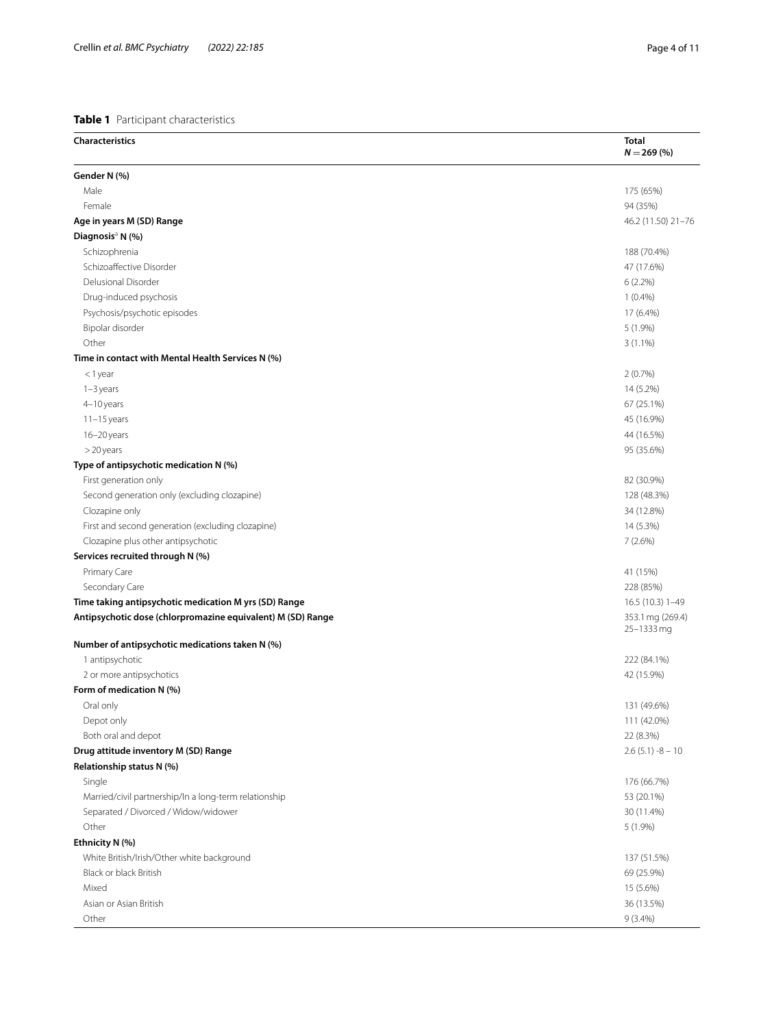**Table 1** Participant characteristics

| Characteristics | Total *N* = 269 (%) |
|---|---|
| **Gender N (%)** | |
| Male | 175 (65%) |
| Female | 94 (35%) |
| **Age in years M (SD) Range** | 46.2 (11.50) 21–76 |
| **Diagnosis[a] N (%)** | |
| Schizophrenia | 188 (70.4%) |
| Schizoaffective Disorder | 47 (17.6%) |
| Delusional Disorder | 6 (2.2%) |
| Drug-induced psychosis | 1 (0.4%) |
| Psychosis/psychotic episodes | 17 (6.4%) |
| Bipolar disorder | 5 (1.9%) |
| Other | 3 (1.1%) |
| **Time in contact with Mental Health Services N (%)** | |
| < 1 year | 2 (0.7%) |
| 1–3 years | 14 (5.2%) |
| 4–10 years | 67 (25.1%) |
| 11–15 years | 45 (16.9%) |
| 16–20 years | 44 (16.5%) |
| > 20 years | 95 (35.6%) |
| **Type of antipsychotic medication N (%)** | |
| First generation only | 82 (30.9%) |
| Second generation only (excluding clozapine) | 128 (48.3%) |
| Clozapine only | 34 (12.8%) |
| First and second generation (excluding clozapine) | 14 (5.3%) |
| Clozapine plus other antipsychotic | 7 (2.6%) |
| **Services recruited through N (%)** | |
| Primary Care | 41 (15%) |
| Secondary Care | 228 (85%) |
| **Time taking antipsychotic medication M yrs (SD) Range** | 16.5 (10.3) 1–49 |
| **Antipsychotic dose (chlorpromazine equivalent) M (SD) Range** | 353.1 mg (269.4) 25–1333 mg |
| **Number of antipsychotic medications taken N (%)** | |
| 1 antipsychotic | 222 (84.1%) |
| 2 or more antipsychotics | 42 (15.9%) |
| **Form of medication N (%)** | |
| Oral only | 131 (49.6%) |
| Depot only | 111 (42.0%) |
| Both oral and depot | 22 (8.3%) |
| **Drug attitude inventory M (SD) Range** | 2.6 (5.1) -8 – 10 |
| **Relationship status N (%)** | |
| Single | 176 (66.7%) |
| Married/civil partnership/In a long-term relationship | 53 (20.1%) |
| Separated / Divorced / Widow/widower | 30 (11.4%) |
| Other | 5 (1.9%) |
| **Ethnicity N (%)** | |
| White British/Irish/Other white background | 137 (51.5%) |
| Black or black British | 69 (25.9%) |
| Mixed | 15 (5.6%) |
| Asian or Asian British | 36 (13.5%) |
| Other | 9 (3.4%) |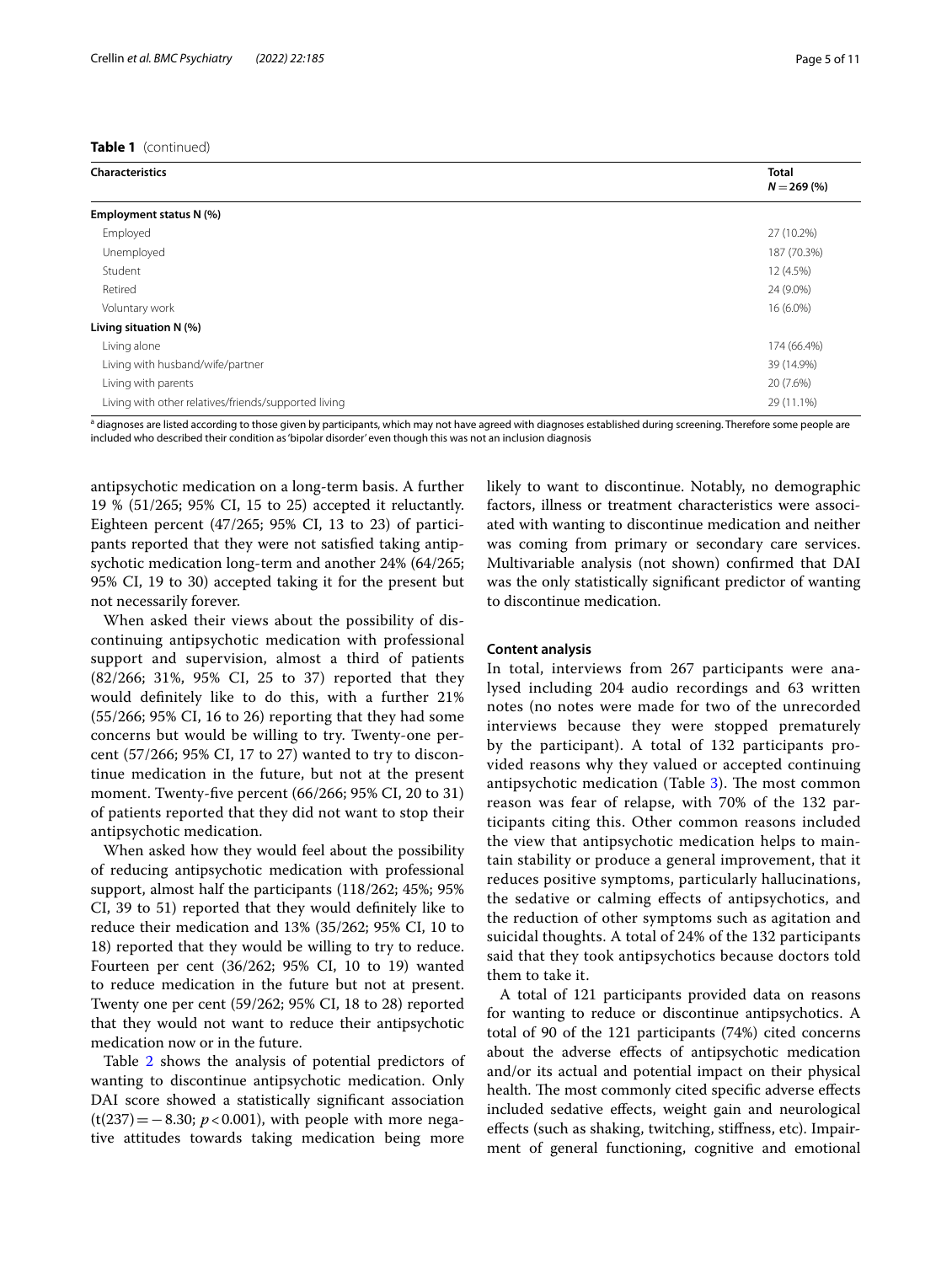**Table 1** (continued)

| Characteristics | Total $N = 269$ (%) |
|---|---|
| **Employment status N (%)** | |
| Employed | 27 (10.2%) |
| Unemployed | 187 (70.3%) |
| Student | 12 (4.5%) |
| Retired | 24 (9.0%) |
| Voluntary work | 16 (6.0%) |
| **Living situation N (%)** | |
| Living alone | 174 (66.4%) |
| Living with husband/wife/partner | 39 (14.9%) |
| Living with parents | 20 (7.6%) |
| Living with other relatives/friends/supported living | 29 (11.1%) |

[a] diagnoses are listed according to those given by participants, which may not have agreed with diagnoses established during screening. Therefore some people are included who described their condition as 'bipolar disorder' even though this was not an inclusion diagnosis

antipsychotic medication on a long-term basis. A further 19 % (51/265; 95% CI, 15 to 25) accepted it reluctantly. Eighteen percent (47/265; 95% CI, 13 to 23) of participants reported that they were not satisfied taking antipsychotic medication long-term and another 24% (64/265; 95% CI, 19 to 30) accepted taking it for the present but not necessarily forever.

When asked their views about the possibility of discontinuing antipsychotic medication with professional support and supervision, almost a third of patients (82/266; 31%, 95% CI, 25 to 37) reported that they would definitely like to do this, with a further 21% (55/266; 95% CI, 16 to 26) reporting that they had some concerns but would be willing to try. Twenty-one percent (57/266; 95% CI, 17 to 27) wanted to try to discontinue medication in the future, but not at the present moment. Twenty-five percent (66/266; 95% CI, 20 to 31) of patients reported that they did not want to stop their antipsychotic medication.

When asked how they would feel about the possibility of reducing antipsychotic medication with professional support, almost half the participants (118/262; 45%; 95% CI, 39 to 51) reported that they would definitely like to reduce their medication and 13% (35/262; 95% CI, 10 to 18) reported that they would be willing to try to reduce. Fourteen per cent (36/262; 95% CI, 10 to 19) wanted to reduce medication in the future but not at present. Twenty one per cent (59/262; 95% CI, 18 to 28) reported that they would not want to reduce their antipsychotic medication now or in the future.

Table 2 shows the analysis of potential predictors of wanting to discontinue antipsychotic medication. Only DAI score showed a statistically significant association ($t(237) = -8.30$; $p < 0.001$), with people with more negative attitudes towards taking medication being more likely to want to discontinue. Notably, no demographic factors, illness or treatment characteristics were associated with wanting to discontinue medication and neither was coming from primary or secondary care services. Multivariable analysis (not shown) confirmed that DAI was the only statistically significant predictor of wanting to discontinue medication.

### Content analysis

In total, interviews from 267 participants were analysed including 204 audio recordings and 63 written notes (no notes were made for two of the unrecorded interviews because they were stopped prematurely by the participant). A total of 132 participants provided reasons why they valued or accepted continuing antipsychotic medication (Table 3). The most common reason was fear of relapse, with 70% of the 132 participants citing this. Other common reasons included the view that antipsychotic medication helps to maintain stability or produce a general improvement, that it reduces positive symptoms, particularly hallucinations, the sedative or calming effects of antipsychotics, and the reduction of other symptoms such as agitation and suicidal thoughts. A total of 24% of the 132 participants said that they took antipsychotics because doctors told them to take it.

A total of 121 participants provided data on reasons for wanting to reduce or discontinue antipsychotics. A total of 90 of the 121 participants (74%) cited concerns about the adverse effects of antipsychotic medication and/or its actual and potential impact on their physical health. The most commonly cited specific adverse effects included sedative effects, weight gain and neurological effects (such as shaking, twitching, stiffness, etc). Impairment of general functioning, cognitive and emotional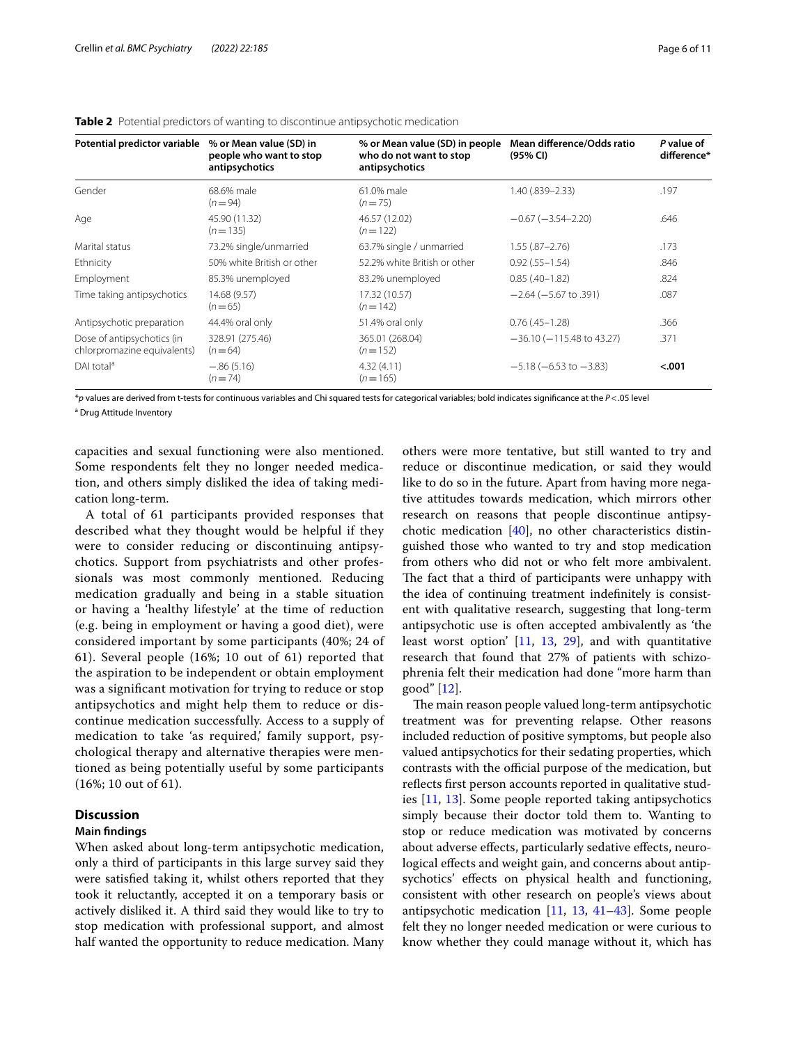**Table 2** Potential predictors of wanting to discontinue antipsychotic medication

| Potential predictor variable | % or Mean value (SD) in people who want to stop antipsychotics | % or Mean value (SD) in people who do not want to stop antipsychotics | Mean difference/Odds ratio (95% CI) | P value of difference* |
|---|---|---|---|---|
| Gender | 68.6% male ($n = 94$) | 61.0% male ($n = 75$) | 1.40 (.839–2.33) | .197 |
| Age | 45.90 (11.32) ($n = 135$) | 46.57 (12.02) ($n = 122$) | −0.67 (−3.54–2.20) | .646 |
| Marital status | 73.2% single/unmarried | 63.7% single / unmarried | 1.55 (.87–2.76) | .173 |
| Ethnicity | 50% white British or other | 52.2% white British or other | 0.92 (.55–1.54) | .846 |
| Employment | 85.3% unemployed | 83.2% unemployed | 0.85 (.40–1.82) | .824 |
| Time taking antipsychotics | 14.68 (9.57) ($n = 65$) | 17.32 (10.57) ($n = 142$) | −2.64 (−5.67 to .391) | .087 |
| Antipsychotic preparation | 44.4% oral only | 51.4% oral only | 0.76 (.45–1.28) | .366 |
| Dose of antipsychotics (in chlorpromazine equivalents) | 328.91 (275.46) ($n = 64$) | 365.01 (268.04) ($n = 152$) | −36.10 (−115.48 to 43.27) | .371 |
| DAI total[a] | −.86 (5.16) ($n = 74$) | 4.32 (4.11) ($n = 165$) | −5.18 (−6.53 to −3.83) | **<.001** |

*p values are derived from t-tests for continuous variables and Chi squared tests for categorical variables; bold indicates significance at the $P < .05$ level

[a] Drug Attitude Inventory

capacities and sexual functioning were also mentioned. Some respondents felt they no longer needed medication, and others simply disliked the idea of taking medication long-term.

A total of 61 participants provided responses that described what they thought would be helpful if they were to consider reducing or discontinuing antipsychotics. Support from psychiatrists and other professionals was most commonly mentioned. Reducing medication gradually and being in a stable situation or having a 'healthy lifestyle' at the time of reduction (e.g. being in employment or having a good diet), were considered important by some participants (40%; 24 of 61). Several people (16%; 10 out of 61) reported that the aspiration to be independent or obtain employment was a significant motivation for trying to reduce or stop antipsychotics and might help them to reduce or discontinue medication successfully. Access to a supply of medication to take 'as required,' family support, psychological therapy and alternative therapies were mentioned as being potentially useful by some participants (16%; 10 out of 61).

## Discussion

### Main findings

When asked about long-term antipsychotic medication, only a third of participants in this large survey said they were satisfied taking it, whilst others reported that they took it reluctantly, accepted it on a temporary basis or actively disliked it. A third said they would like to try to stop medication with professional support, and almost half wanted the opportunity to reduce medication. Many others were more tentative, but still wanted to try and reduce or discontinue medication, or said they would like to do so in the future. Apart from having more negative attitudes towards medication, which mirrors other research on reasons that people discontinue antipsychotic medication [40], no other characteristics distinguished those who wanted to try and stop medication from others who did not or who felt more ambivalent. The fact that a third of participants were unhappy with the idea of continuing treatment indefinitely is consistent with qualitative research, suggesting that long-term antipsychotic use is often accepted ambivalently as 'the least worst option' [11, 13, 29], and with quantitative research that found that 27% of patients with schizophrenia felt their medication had done "more harm than good" [12].

The main reason people valued long-term antipsychotic treatment was for preventing relapse. Other reasons included reduction of positive symptoms, but people also valued antipsychotics for their sedating properties, which contrasts with the official purpose of the medication, but reflects first person accounts reported in qualitative studies [11, 13]. Some people reported taking antipsychotics simply because their doctor told them to. Wanting to stop or reduce medication was motivated by concerns about adverse effects, particularly sedative effects, neurological effects and weight gain, and concerns about antipsychotics' effects on physical health and functioning, consistent with other research on people's views about antipsychotic medication [11, 13, 41–43]. Some people felt they no longer needed medication or were curious to know whether they could manage without it, which has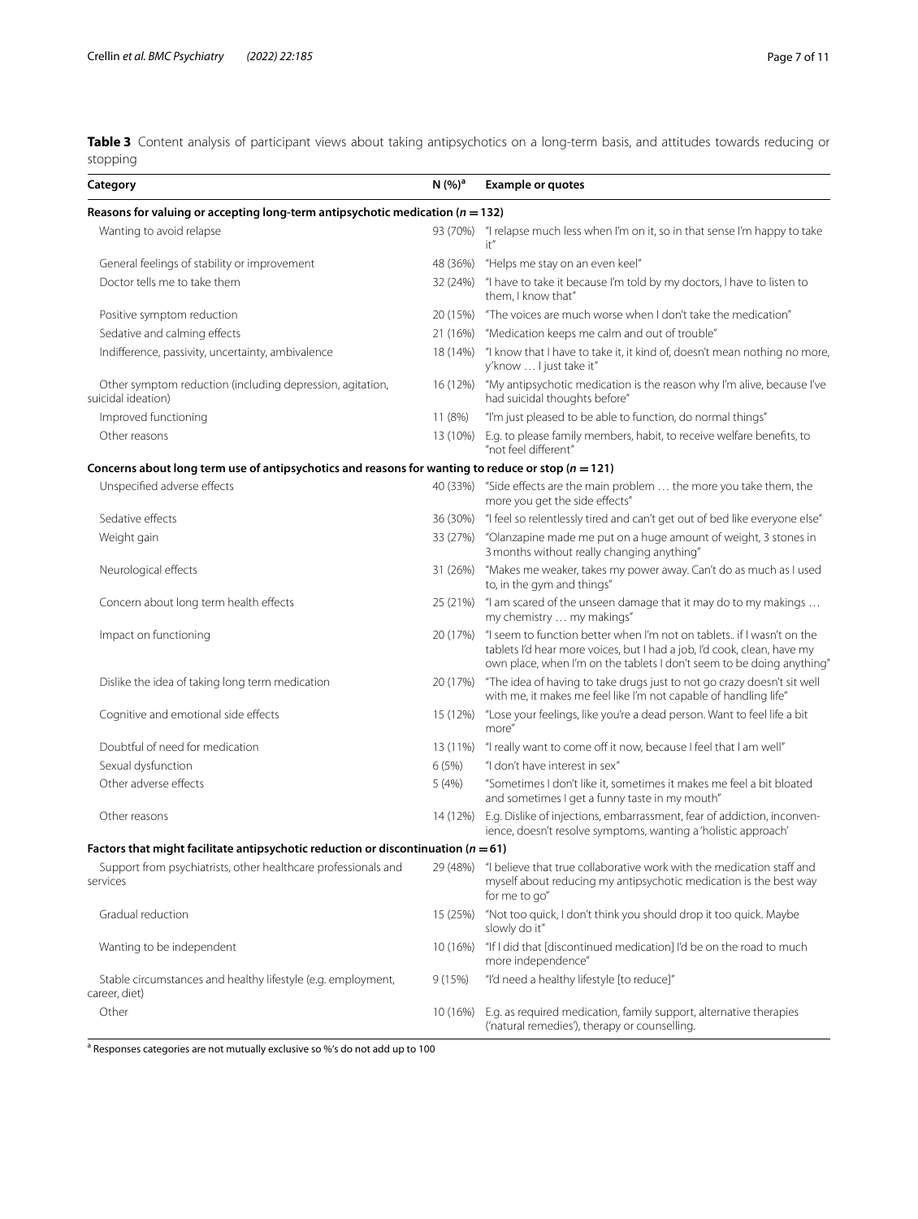**Table 3** Content analysis of participant views about taking antipsychotics on a long-term basis, and attitudes towards reducing or stopping

| Category | N (%)[a] | Example or quotes |
|---|---|---|
| **Reasons for valuing or accepting long-term antipsychotic medication ($n = 132$)** | | |
| Wanting to avoid relapse | 93 (70%) | "I relapse much less when I'm on it, so in that sense I'm happy to take it" |
| General feelings of stability or improvement | 48 (36%) | "Helps me stay on an even keel" |
| Doctor tells me to take them | 32 (24%) | "I have to take it because I'm told by my doctors, I have to listen to them, I know that" |
| Positive symptom reduction | 20 (15%) | "The voices are much worse when I don't take the medication" |
| Sedative and calming effects | 21 (16%) | "Medication keeps me calm and out of trouble" |
| Indifference, passivity, uncertainty, ambivalence | 18 (14%) | "I know that I have to take it, it kind of, doesn't mean nothing no more, y'know … I just take it" |
| Other symptom reduction (including depression, agitation, suicidal ideation) | 16 (12%) | "My antipsychotic medication is the reason why I'm alive, because I've had suicidal thoughts before" |
| Improved functioning | 11 (8%) | "I'm just pleased to be able to function, do normal things" |
| Other reasons | 13 (10%) | E.g. to please family members, habit, to receive welfare benefits, to "not feel different" |
| **Concerns about long term use of antipsychotics and reasons for wanting to reduce or stop ($n = 121$)** | | |
| Unspecified adverse effects | 40 (33%) | "Side effects are the main problem … the more you take them, the more you get the side effects" |
| Sedative effects | 36 (30%) | "I feel so relentlessly tired and can't get out of bed like everyone else" |
| Weight gain | 33 (27%) | "Olanzapine made me put on a huge amount of weight, 3 stones in 3 months without really changing anything" |
| Neurological effects | 31 (26%) | "Makes me weaker, takes my power away. Can't do as much as I used to, in the gym and things" |
| Concern about long term health effects | 25 (21%) | "I am scared of the unseen damage that it may do to my makings … my chemistry … my makings" |
| Impact on functioning | 20 (17%) | "I seem to function better when I'm not on tablets.. if I wasn't on the tablets I'd hear more voices, but I had a job, I'd cook, clean, have my own place, when I'm on the tablets I don't seem to be doing anything" |
| Dislike the idea of taking long term medication | 20 (17%) | "The idea of having to take drugs just to not go crazy doesn't sit well with me, it makes me feel like I'm not capable of handling life" |
| Cognitive and emotional side effects | 15 (12%) | "Lose your feelings, like you're a dead person. Want to feel life a bit more" |
| Doubtful of need for medication | 13 (11%) | "I really want to come off it now, because I feel that I am well" |
| Sexual dysfunction | 6 (5%) | "I don't have interest in sex" |
| Other adverse effects | 5 (4%) | "Sometimes I don't like it, sometimes it makes me feel a bit bloated and sometimes I get a funny taste in my mouth" |
| Other reasons | 14 (12%) | E.g. Dislike of injections, embarrassment, fear of addiction, inconvenience, doesn't resolve symptoms, wanting a 'holistic approach' |
| **Factors that might facilitate antipsychotic reduction or discontinuation ($n = 61$)** | | |
| Support from psychiatrists, other healthcare professionals and services | 29 (48%) | "I believe that true collaborative work with the medication staff and myself about reducing my antipsychotic medication is the best way for me to go" |
| Gradual reduction | 15 (25%) | "Not too quick, I don't think you should drop it too quick. Maybe slowly do it" |
| Wanting to be independent | 10 (16%) | "If I did that [discontinued medication] I'd be on the road to much more independence" |
| Stable circumstances and healthy lifestyle (e.g. employment, career, diet) | 9 (15%) | "I'd need a healthy lifestyle [to reduce]" |
| Other | 10 (16%) | E.g. as required medication, family support, alternative therapies ('natural remedies'), therapy or counselling. |

[a] Responses categories are not mutually exclusive so %'s do not add up to 100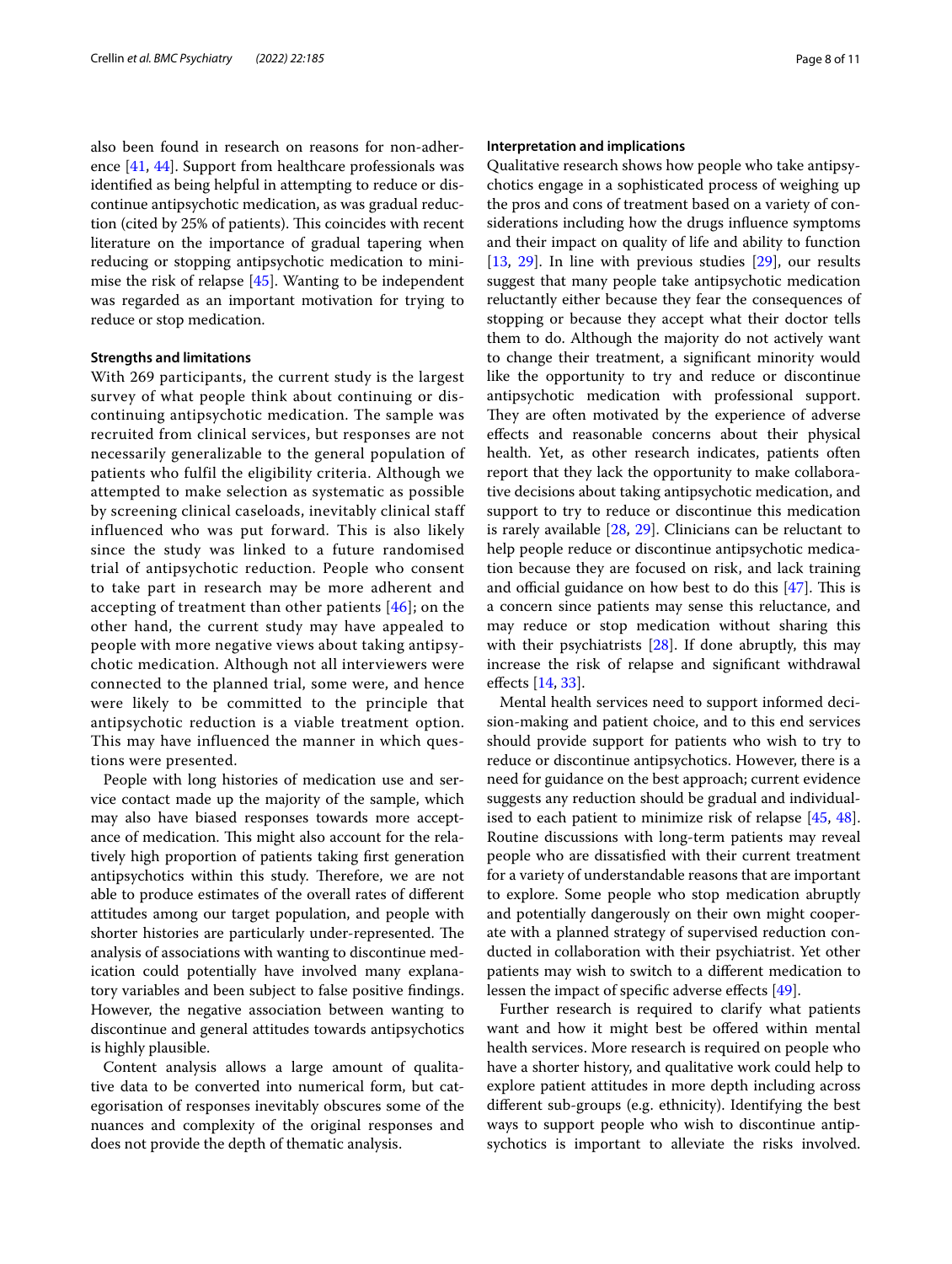also been found in research on reasons for non-adherence [41, 44]. Support from healthcare professionals was identified as being helpful in attempting to reduce or discontinue antipsychotic medication, as was gradual reduction (cited by 25% of patients). This coincides with recent literature on the importance of gradual tapering when reducing or stopping antipsychotic medication to minimise the risk of relapse [45]. Wanting to be independent was regarded as an important motivation for trying to reduce or stop medication.

### Strengths and limitations

With 269 participants, the current study is the largest survey of what people think about continuing or discontinuing antipsychotic medication. The sample was recruited from clinical services, but responses are not necessarily generalizable to the general population of patients who fulfil the eligibility criteria. Although we attempted to make selection as systematic as possible by screening clinical caseloads, inevitably clinical staff influenced who was put forward. This is also likely since the study was linked to a future randomised trial of antipsychotic reduction. People who consent to take part in research may be more adherent and accepting of treatment than other patients [46]; on the other hand, the current study may have appealed to people with more negative views about taking antipsychotic medication. Although not all interviewers were connected to the planned trial, some were, and hence were likely to be committed to the principle that antipsychotic reduction is a viable treatment option. This may have influenced the manner in which questions were presented.

People with long histories of medication use and service contact made up the majority of the sample, which may also have biased responses towards more acceptance of medication. This might also account for the relatively high proportion of patients taking first generation antipsychotics within this study. Therefore, we are not able to produce estimates of the overall rates of different attitudes among our target population, and people with shorter histories are particularly under-represented. The analysis of associations with wanting to discontinue medication could potentially have involved many explanatory variables and been subject to false positive findings. However, the negative association between wanting to discontinue and general attitudes towards antipsychotics is highly plausible.

Content analysis allows a large amount of qualitative data to be converted into numerical form, but categorisation of responses inevitably obscures some of the nuances and complexity of the original responses and does not provide the depth of thematic analysis.

### Interpretation and implications

Qualitative research shows how people who take antipsychotics engage in a sophisticated process of weighing up the pros and cons of treatment based on a variety of considerations including how the drugs influence symptoms and their impact on quality of life and ability to function [13, 29]. In line with previous studies [29], our results suggest that many people take antipsychotic medication reluctantly either because they fear the consequences of stopping or because they accept what their doctor tells them to do. Although the majority do not actively want to change their treatment, a significant minority would like the opportunity to try and reduce or discontinue antipsychotic medication with professional support. They are often motivated by the experience of adverse effects and reasonable concerns about their physical health. Yet, as other research indicates, patients often report that they lack the opportunity to make collaborative decisions about taking antipsychotic medication, and support to try to reduce or discontinue this medication is rarely available [28, 29]. Clinicians can be reluctant to help people reduce or discontinue antipsychotic medication because they are focused on risk, and lack training and official guidance on how best to do this [47]. This is a concern since patients may sense this reluctance, and may reduce or stop medication without sharing this with their psychiatrists [28]. If done abruptly, this may increase the risk of relapse and significant withdrawal effects [14, 33].

Mental health services need to support informed decision-making and patient choice, and to this end services should provide support for patients who wish to try to reduce or discontinue antipsychotics. However, there is a need for guidance on the best approach; current evidence suggests any reduction should be gradual and individualised to each patient to minimize risk of relapse [45, 48]. Routine discussions with long-term patients may reveal people who are dissatisfied with their current treatment for a variety of understandable reasons that are important to explore. Some people who stop medication abruptly and potentially dangerously on their own might cooperate with a planned strategy of supervised reduction conducted in collaboration with their psychiatrist. Yet other patients may wish to switch to a different medication to lessen the impact of specific adverse effects [49].

Further research is required to clarify what patients want and how it might best be offered within mental health services. More research is required on people who have a shorter history, and qualitative work could help to explore patient attitudes in more depth including across different sub-groups (e.g. ethnicity). Identifying the best ways to support people who wish to discontinue antipsychotics is important to alleviate the risks involved.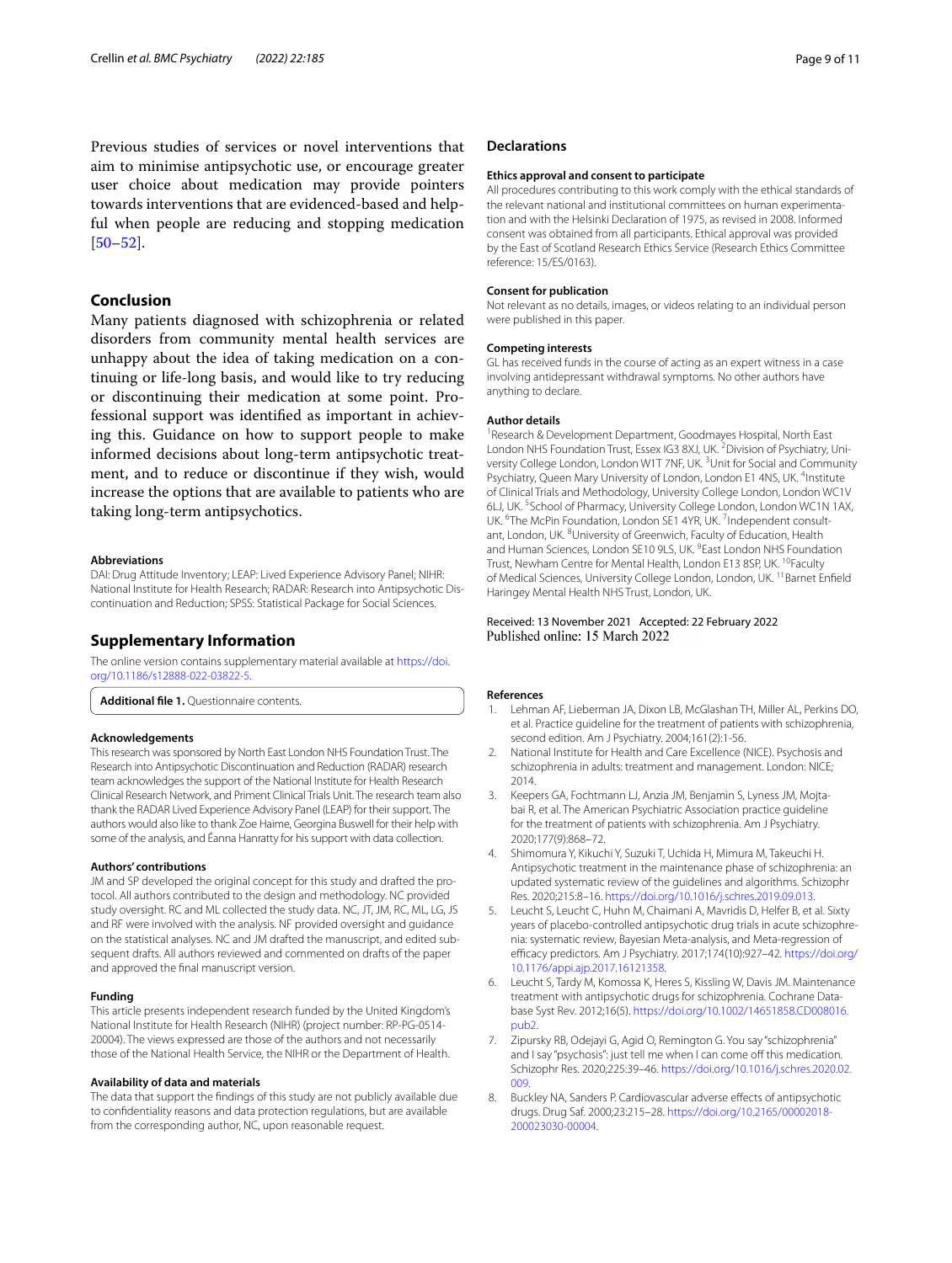Previous studies of services or novel interventions that aim to minimise antipsychotic use, or encourage greater user choice about medication may provide pointers towards interventions that are evidenced-based and helpful when people are reducing and stopping medication [50–52].

## Conclusion

Many patients diagnosed with schizophrenia or related disorders from community mental health services are unhappy about the idea of taking medication on a continuing or life-long basis, and would like to try reducing or discontinuing their medication at some point. Professional support was identified as important in achieving this. Guidance on how to support people to make informed decisions about long-term antipsychotic treatment, and to reduce or discontinue if they wish, would increase the options that are available to patients who are taking long-term antipsychotics.

#### Abbreviations

DAI: Drug Attitude Inventory; LEAP: Lived Experience Advisory Panel; NIHR: National Institute for Health Research; RADAR: Research into Antipsychotic Discontinuation and Reduction; SPSS: Statistical Package for Social Sciences.

## Supplementary Information

The online version contains supplementary material available at https://doi.org/10.1186/s12888-022-03822-5.

**Additional file 1.** Questionnaire contents.

#### Acknowledgements

This research was sponsored by North East London NHS Foundation Trust. The Research into Antipsychotic Discontinuation and Reduction (RADAR) research team acknowledges the support of the National Institute for Health Research Clinical Research Network, and Priment Clinical Trials Unit. The research team also thank the RADAR Lived Experience Advisory Panel (LEAP) for their support. The authors would also like to thank Zoe Haime, Georgina Buswell for their help with some of the analysis, and Éanna Hanratty for his support with data collection.

#### Authors' contributions

JM and SP developed the original concept for this study and drafted the protocol. All authors contributed to the design and methodology. NC provided study oversight. RC and ML collected the study data. NC, JT, JM, RC, ML, LG, JS and RF were involved with the analysis. NF provided oversight and guidance on the statistical analyses. NC and JM drafted the manuscript, and edited subsequent drafts. All authors reviewed and commented on drafts of the paper and approved the final manuscript version.

#### Funding

This article presents independent research funded by the United Kingdom's National Institute for Health Research (NIHR) (project number: RP-PG-0514-20004). The views expressed are those of the authors and not necessarily those of the National Health Service, the NIHR or the Department of Health.

#### Availability of data and materials

The data that support the findings of this study are not publicly available due to confidentiality reasons and data protection regulations, but are available from the corresponding author, NC, upon reasonable request.

## Declarations

#### Ethics approval and consent to participate

All procedures contributing to this work comply with the ethical standards of the relevant national and institutional committees on human experimentation and with the Helsinki Declaration of 1975, as revised in 2008. Informed consent was obtained from all participants. Ethical approval was provided by the East of Scotland Research Ethics Service (Research Ethics Committee reference: 15/ES/0163).

#### Consent for publication

Not relevant as no details, images, or videos relating to an individual person were published in this paper.

#### Competing interests

GL has received funds in the course of acting as an expert witness in a case involving antidepressant withdrawal symptoms. No other authors have anything to declare.

#### Author details

[1]Research & Development Department, Goodmayes Hospital, North East London NHS Foundation Trust, Essex IG3 8XJ, UK. [2]Division of Psychiatry, University College London, London W1T 7NF, UK. [3]Unit for Social and Community Psychiatry, Queen Mary University of London, London E1 4NS, UK. [4]Institute of Clinical Trials and Methodology, University College London, London WC1V 6LJ, UK. [5]School of Pharmacy, University College London, London WC1N 1AX, UK. [6]The McPin Foundation, London SE1 4YR, UK. [7]Independent consultant, London, UK. [8]University of Greenwich, Faculty of Education, Health and Human Sciences, London SE10 9LS, UK. [9]East London NHS Foundation Trust, Newham Centre for Mental Health, London E13 8SP, UK. [10]Faculty of Medical Sciences, University College London, London, UK. [11]Barnet Enfield Haringey Mental Health NHS Trust, London, UK.

Received: 13 November 2021 Accepted: 22 February 2022
Published online: 15 March 2022

#### References

1. Lehman AF, Lieberman JA, Dixon LB, McGlashan TH, Miller AL, Perkins DO, et al. Practice guideline for the treatment of patients with schizophrenia, second edition. Am J Psychiatry. 2004;161(2):1-56.
2. National Institute for Health and Care Excellence (NICE). Psychosis and schizophrenia in adults: treatment and management. London: NICE; 2014.
3. Keepers GA, Fochtmann LJ, Anzia JM, Benjamin S, Lyness JM, Mojtabai R, et al. The American Psychiatric Association practice guideline for the treatment of patients with schizophrenia. Am J Psychiatry. 2020;177(9):868–72.
4. Shimomura Y, Kikuchi Y, Suzuki T, Uchida H, Mimura M, Takeuchi H. Antipsychotic treatment in the maintenance phase of schizophrenia: an updated systematic review of the guidelines and algorithms. Schizophr Res. 2020;215:8–16. https://doi.org/10.1016/j.schres.2019.09.013.
5. Leucht S, Leucht C, Huhn M, Chaimani A, Mavridis D, Helfer B, et al. Sixty years of placebo-controlled antipsychotic drug trials in acute schizophrenia: systematic review, Bayesian Meta-analysis, and Meta-regression of efficacy predictors. Am J Psychiatry. 2017;174(10):927–42. https://doi.org/10.1176/appi.ajp.2017.16121358.
6. Leucht S, Tardy M, Komossa K, Heres S, Kissling W, Davis JM. Maintenance treatment with antipsychotic drugs for schizophrenia. Cochrane Database Syst Rev. 2012;16(5). https://doi.org/10.1002/14651858.CD008016.pub2.
7. Zipursky RB, Odejayi G, Agid O, Remington G. You say "schizophrenia" and I say "psychosis": just tell me when I can come off this medication. Schizophr Res. 2020;225:39–46. https://doi.org/10.1016/j.schres.2020.02.009.
8. Buckley NA, Sanders P. Cardiovascular adverse effects of antipsychotic drugs. Drug Saf. 2000;23:215–28. https://doi.org/10.2165/00002018-200023030-00004.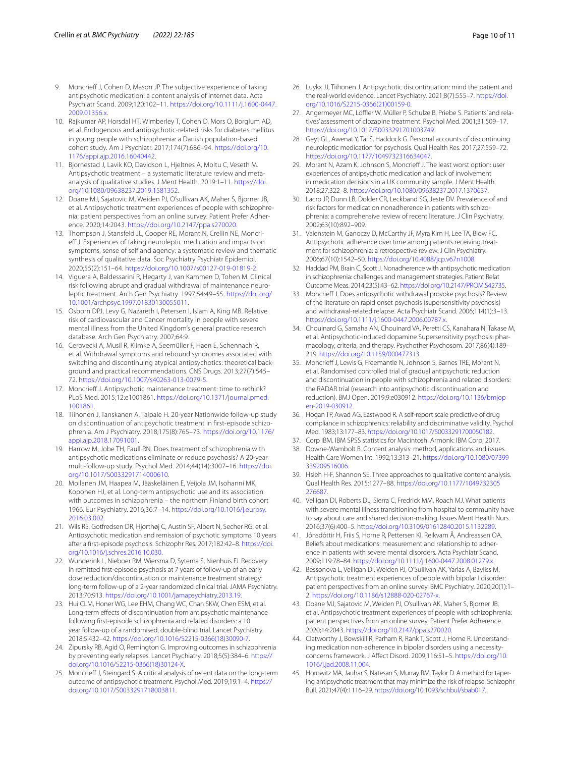9. Moncrieff J, Cohen D, Mason JP. The subjective experience of taking antipsychotic medication: a content analysis of internet data. Acta Psychiatr Scand. 2009;120:102–11. https://doi.org/10.1111/j.1600-0447.2009.01356.x.
10. Rajkumar AP, Horsdal HT, Wimberley T, Cohen D, Mors O, Borglum AD, et al. Endogenous and antipsychotic-related risks for diabetes mellitus in young people with schizophrenia: a Danish population-based cohort study. Am J Psychiatr. 2017;174(7):686–94. https://doi.org/10.1176/appi.ajp.2016.16040442.
11. Bjornestad J, Lavik KO, Davidson L, Hjeltnes A, Moltu C, Veseth M. Antipsychotic treatment – a systematic literature review and meta-analysis of qualitative studies. J Ment Health. 2019:1–11. https://doi.org/10.1080/09638237.2019.1581352.
12. Doane MJ, Sajatovic M, Weiden PJ, O'sullivan AK, Maher S, Bjorner JB, et al. Antipsychotic treatment experiences of people with schizophrenia: patient perspectives from an online survey. Patient Prefer Adherence. 2020;14:2043. https://doi.org/10.2147/ppa.s270020.
13. Thompson J, Stansfeld JL, Cooper RE, Morant N, Crellin NE, Moncrieff J. Experiences of taking neuroleptic medication and impacts on symptoms, sense of self and agency: a systematic review and thematic synthesis of qualitative data. Soc Psychiatry Psychiatr Epidemiol. 2020;55(2):151–64. https://doi.org/10.1007/s00127-019-01819-2.
14. Viguera A, Baldessarini R, Hegarty J, van Kammen D, Tohen M. Clinical risk following abrupt and gradual withdrawal of maintenance neuroleptic treatment. Arch Gen Psychiatry. 1997;54:49–55. https://doi.org/10.1001/archpsyc.1997.01830130055011.
15. Osborn DPJ, Levy G, Nazareth I, Petersen I, Islam A, King MB. Relative risk of cardiovascular and Cancer mortality in people with severe mental illness from the United Kingdom's general practice research database. Arch Gen Psychiatry. 2007;64:9.
16. Cerovecki A, Musil R, Klimke A, Seemüller F, Haen E, Schennach R, et al. Withdrawal symptoms and rebound syndromes associated with switching and discontinuing atypical antipsychotics: theoretical background and practical recommendations. CNS Drugs. 2013;27(7):545–72. https://doi.org/10.1007/s40263-013-0079-5.
17. Moncrieff J. Antipsychotic maintenance treatment: time to rethink? PLoS Med. 2015;12:e1001861. https://doi.org/10.1371/journal.pmed.1001861.
18. Tiihonen J, Tanskanen A, Taipale H. 20-year Nationwide follow-up study on discontinuation of antipsychotic treatment in first-episode schizophrenia. Am J Psychiatry. 2018;175(8):765–73. https://doi.org/10.1176/appi.ajp.2018.17091001.
19. Harrow M, Jobe TH, Faull RN. Does treatment of schizophrenia with antipsychotic medications eliminate or reduce psychosis? A 20-year multi-follow-up study. Psychol Med. 2014;44(14):3007–16. https://doi.org/10.1017/S0033291714000610.
20. Moilanen JM, Haapea M, Jääskeläinen E, Veijola JM, Isohanni MK, Koponen HJ, et al. Long-term antipsychotic use and its association with outcomes in schizophrenia – the northern Finland birth cohort 1966. Eur Psychiatry. 2016;36:7–14. https://doi.org/10.1016/j.eurpsy.2016.03.002.
21. Wils RS, Gotfredsen DR, Hjorthøj C, Austin SF, Albert N, Secher RG, et al. Antipsychotic medication and remission of psychotic symptoms 10 years after a first-episode psychosis. Schizophr Res. 2017;182:42–8. https://doi.org/10.1016/j.schres.2016.10.030.
22. Wunderink L, Nieboer RM, Wiersma D, Sytema S, Nienhuis FJ. Recovery in remitted first-episode psychosis at 7 years of follow-up of an early dose reduction/discontinuation or maintenance treatment strategy: long-term follow-up of a 2-year randomized clinical trial. JAMA Psychiatry. 2013;70:913. https://doi.org/10.1001/jamapsychiatry.2013.19.
23. Hui CLM, Honer WG, Lee EHM, Chang WC, Chan SKW, Chen ESM, et al. Long-term effects of discontinuation from antipsychotic maintenance following first-episode schizophrenia and related disorders: a 10 year follow-up of a randomised, double-blind trial. Lancet Psychiatry. 2018;5:432–42. https://doi.org/10.1016/S2215-0366(18)30090-7.
24. Zipursky RB, Agid O, Remington G. Improving outcomes in schizophrenia by preventing early relapses. Lancet Psychiatry. 2018;5(5):384–6. https://doi.org/10.1016/S2215-0366(18)30124-X.
25. Moncrieff J, Steingard S. A critical analysis of recent data on the long-term outcome of antipsychotic treatment. Psychol Med. 2019;19:1–4. https://doi.org/10.1017/S0033291718003811.
26. Luykx JJ, Tiihonen J. Antipsychotic discontinuation: mind the patient and the real-world evidence. Lancet Psychiatry. 2021;8(7):555–7. https://doi.org/10.1016/S2215-0366(21)00159-0.
27. Angermeyer MC, Löffler W, Müller P, Schulze B, Priebe S. Patients' and relatives' assessment of clozapine treatment. Psychol Med. 2001;31:509–17. https://doi.org/10.1017/S0033291701003749.
28. Geyt GL, Awenat Y, Tai S, Haddock G. Personal accounts of discontinuing neuroleptic medication for psychosis. Qual Health Res. 2017;27:559–72. https://doi.org/10.1177/1049732316634047.
29. Morant N, Azam K, Johnson S, Moncrieff J. The least worst option: user experiences of antipsychotic medication and lack of involvement in medication decisions in a UK community sample. J Ment Health. 2018;27:322–8. https://doi.org/10.1080/09638237.2017.1370637.
30. Lacro JP, Dunn LB, Dolder CR, Leckband SG, Jeste DV. Prevalence of and risk factors for medication nonadherence in patients with schizophrenia: a comprehensive review of recent literature. J Clin Psychiatry. 2002;63(10):892–909.
31. Valenstein M, Ganoczy D, McCarthy JF, Myra Kim H, Lee TA, Blow FC. Antipsychotic adherence over time among patients receiving treatment for schizophrenia: a retrospective review. J Clin Psychiatry. 2006;67(10):1542–50. https://doi.org/10.4088/jcp.v67n1008.
32. Haddad PM, Brain C, Scott J. Nonadherence with antipsychotic medication in schizophrenia: challenges and management strategies. Patient Relat Outcome Meas. 2014;23(5):43–62. https://doi.org/10.2147/PROM.S42735.
33. Moncrieff J. Does antipsychotic withdrawal provoke psychosis? Review of the literature on rapid onset psychosis (supersensitivity psychosis) and withdrawal-related relapse. Acta Psychiatr Scand. 2006;114(1):3–13. https://doi.org/10.1111/j.1600-0447.2006.00787.x.
34. Chouinard G, Samaha AN, Chouinard VA, Peretti CS, Kanahara N, Takase M, et al. Antipsychotic-induced dopamine Supersensitivity psychosis: pharmacology, criteria, and therapy. Psychother Psychosom. 2017;86(4):189–219. https://doi.org/10.1159/000477313.
35. Moncrieff J, Lewis G, Freemantle N, Johnson S, Barnes TRE, Morant N, et al. Randomised controlled trial of gradual antipsychotic reduction and discontinuation in people with schizophrenia and related disorders: the RADAR trial (research into antipsychotic discontinuation and reduction). BMJ Open. 2019;9:e030912. https://doi.org/10.1136/bmjopen-2019-030912.
36. Hogan TP, Awad AG, Eastwood R. A self-report scale predictive of drug compliance in schizophrenics: reliability and discriminative validity. Psychol Med. 1983;13:177–83. https://doi.org/10.1017/S0033291700050182.
37. Corp IBM. IBM SPSS statistics for Macintosh. Armonk: IBM Corp; 2017.
38. Downe-Wambolt B. Content analysis: method, applications and issues. Health Care Women Int. 1992;13:313–21. https://doi.org/10.1080/07399339209516006.
39. Hsieh H-F, Shannon SE. Three approaches to qualitative content analysis. Qual Health Res. 2015:1277–88. https://doi.org/10.1177/1049732305276687.
40. Velligan DI, Roberts DL, Sierra C, Fredrick MM, Roach MJ. What patients with severe mental illness transitioning from hospital to community have to say about care and shared decision-making. Issues Ment Health Nurs. 2016;37(6):400–5. https://doi.org/10.3109/01612840.2015.1132289.
41. Jónsdóttir H, Friis S, Horne R, Pettersen KI, Reikvam Å, Andreassen OA. Beliefs about medications: measurement and relationship to adherence in patients with severe mental disorders. Acta Psychiatr Scand. 2009;119:78–84. https://doi.org/10.1111/j.1600-0447.2008.01279.x.
42. Bessonova L, Velligan DI, Weiden PJ, O'Sullivan AK, Yarlas A, Bayliss M. Antipsychotic treatment experiences of people with bipolar I disorder: patient perspectives from an online survey. BMC Psychiatry. 2020;20(1):1–2. https://doi.org/10.1186/s12888-020-02767-x.
43. Doane MJ, Sajatovic M, Weiden PJ, O'sullivan AK, Maher S, Bjorner JB, et al. Antipsychotic treatment experiences of people with schizophrenia: patient perspectives from an online survey. Patient Prefer Adherence. 2020;14:2043. https://doi.org/10.2147/ppa.s270020.
44. Clatworthy J, Bowskill R, Parham R, Rank T, Scott J, Horne R. Understanding medication non-adherence in bipolar disorders using a necessity-concerns framework. J Affect Disord. 2009;116:51–5. https://doi.org/10.1016/j.jad.2008.11.004.
45. Horowitz MA, Jauhar S, Natesan S, Murray RM, Taylor D. A method for tapering antipsychotic treatment that may minimize the risk of relapse. Schizophr Bull. 2021;47(4):1116–29. https://doi.org/10.1093/schbul/sbab017.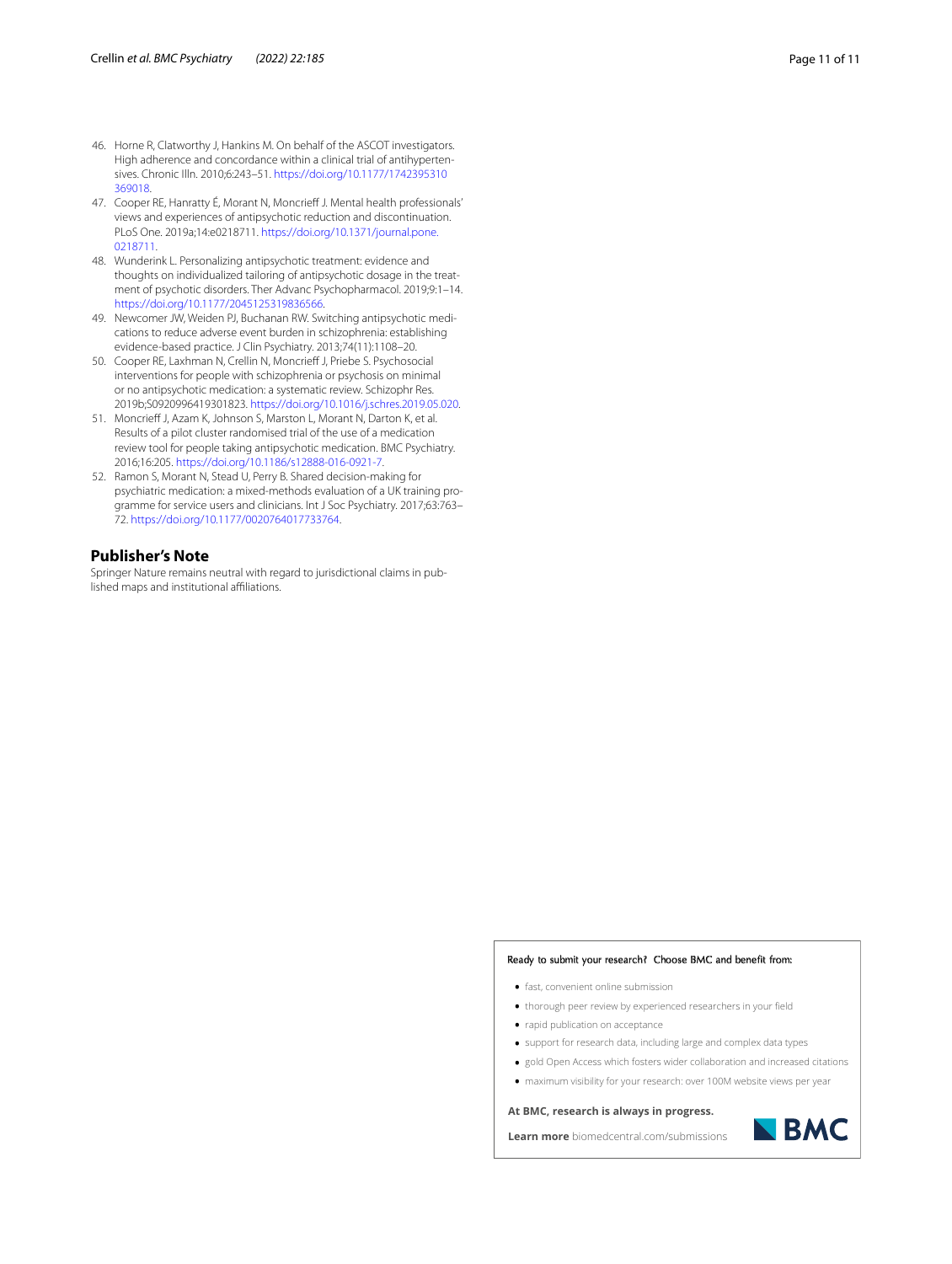46. Horne R, Clatworthy J, Hankins M. On behalf of the ASCOT investigators. High adherence and concordance within a clinical trial of antihypertensives. Chronic Illn. 2010;6:243–51. https://doi.org/10.1177/1742395310369018.
47. Cooper RE, Hanratty É, Morant N, Moncrieff J. Mental health professionals' views and experiences of antipsychotic reduction and discontinuation. PLoS One. 2019a;14:e0218711. https://doi.org/10.1371/journal.pone.0218711.
48. Wunderink L. Personalizing antipsychotic treatment: evidence and thoughts on individualized tailoring of antipsychotic dosage in the treatment of psychotic disorders. Ther Advanc Psychopharmacol. 2019;9:1–14. https://doi.org/10.1177/2045125319836566.
49. Newcomer JW, Weiden PJ, Buchanan RW. Switching antipsychotic medications to reduce adverse event burden in schizophrenia: establishing evidence-based practice. J Clin Psychiatry. 2013;74(11):1108–20.
50. Cooper RE, Laxhman N, Crellin N, Moncrieff J, Priebe S. Psychosocial interventions for people with schizophrenia or psychosis on minimal or no antipsychotic medication: a systematic review. Schizophr Res. 2019b;S0920996419301823. https://doi.org/10.1016/j.schres.2019.05.020.
51. Moncrieff J, Azam K, Johnson S, Marston L, Morant N, Darton K, et al. Results of a pilot cluster randomised trial of the use of a medication review tool for people taking antipsychotic medication. BMC Psychiatry. 2016;16:205. https://doi.org/10.1186/s12888-016-0921-7.
52. Ramon S, Morant N, Stead U, Perry B. Shared decision-making for psychiatric medication: a mixed-methods evaluation of a UK training programme for service users and clinicians. Int J Soc Psychiatry. 2017;63:763–72. https://doi.org/10.1177/0020764017733764.

## Publisher's Note

Springer Nature remains neutral with regard to jurisdictional claims in published maps and institutional affiliations.

Ready to submit your research? Choose BMC and benefit from:

- fast, convenient online submission
- thorough peer review by experienced researchers in your field
- rapid publication on acceptance
- support for research data, including large and complex data types
- gold Open Access which fosters wider collaboration and increased citations
- maximum visibility for your research: over 100M website views per year

**At BMC, research is always in progress.**

**Learn more** biomedcentral.com/submissions

BMC